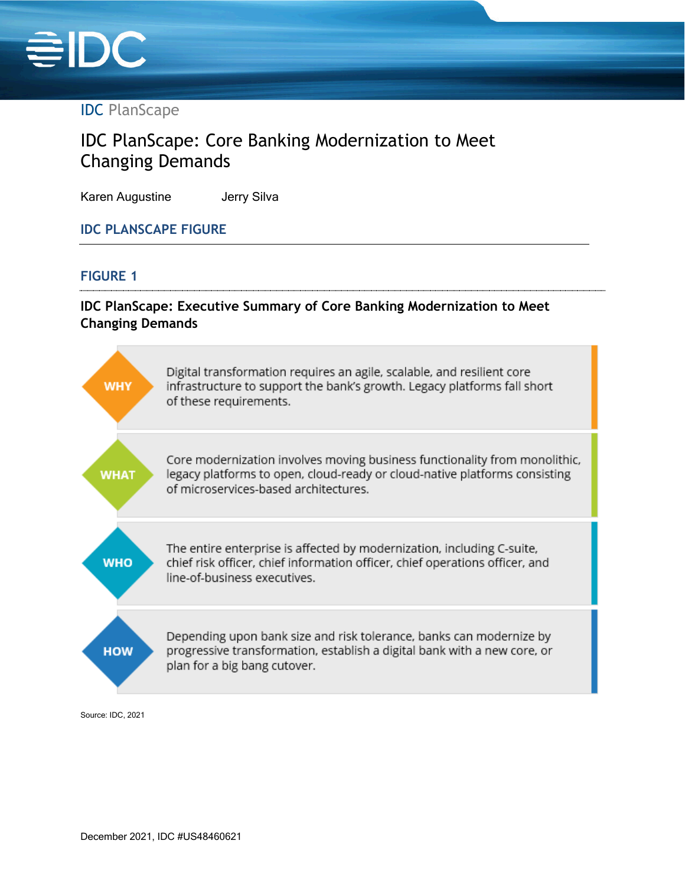IDC PlanScape

# IDC PlanScape: Core Banking Modernization to Meet Changing Demands

Karen Augustine  Jerry Silva

## IDC PLANSCAPE FIGURE

### FIGURE 1

**IDC PlanScape: Executive Summary of Core Banking Modernization to Meet Changing Demands**

**WHY**

Digital transformation requires an agile, scalable, and resilient core infrastructure to support the bank's growth. Legacy platforms fall short of these requirements.

**WHAT**

Core modernization involves moving business functionality from monolithic, legacy platforms to open, cloud-ready or cloud-native platforms consisting of microservices-based architectures.

**WHO**

The entire enterprise is affected by modernization, including C-suite, chief risk officer, chief information officer, chief operations officer, and line-of-business executives.

**HOW**

Depending upon bank size and risk tolerance, banks can modernize by progressive transformation, establish a digital bank with a new core, or plan for a big bang cutover.

Source: IDC, 2021

December 2021, IDC #US48460621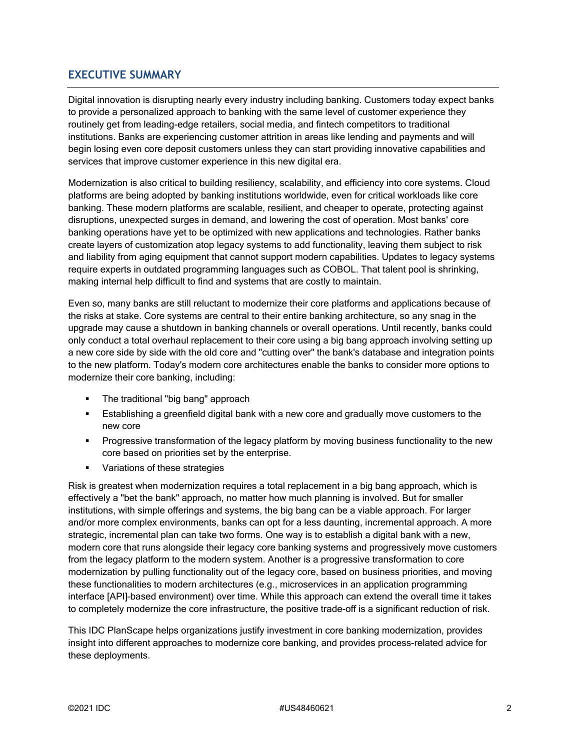## EXECUTIVE SUMMARY

Digital innovation is disrupting nearly every industry including banking. Customers today expect banks to provide a personalized approach to banking with the same level of customer experience they routinely get from leading-edge retailers, social media, and fintech competitors to traditional institutions. Banks are experiencing customer attrition in areas like lending and payments and will begin losing even core deposit customers unless they can start providing innovative capabilities and services that improve customer experience in this new digital era.

Modernization is also critical to building resiliency, scalability, and efficiency into core systems. Cloud platforms are being adopted by banking institutions worldwide, even for critical workloads like core banking. These modern platforms are scalable, resilient, and cheaper to operate, protecting against disruptions, unexpected surges in demand, and lowering the cost of operation. Most banks' core banking operations have yet to be optimized with new applications and technologies. Rather banks create layers of customization atop legacy systems to add functionality, leaving them subject to risk and liability from aging equipment that cannot support modern capabilities. Updates to legacy systems require experts in outdated programming languages such as COBOL. That talent pool is shrinking, making internal help difficult to find and systems that are costly to maintain.

Even so, many banks are still reluctant to modernize their core platforms and applications because of the risks at stake. Core systems are central to their entire banking architecture, so any snag in the upgrade may cause a shutdown in banking channels or overall operations. Until recently, banks could only conduct a total overhaul replacement to their core using a big bang approach involving setting up a new core side by side with the old core and "cutting over" the bank's database and integration points to the new platform. Today's modern core architectures enable the banks to consider more options to modernize their core banking, including:

- The traditional "big bang" approach
- Establishing a greenfield digital bank with a new core and gradually move customers to the new core
- Progressive transformation of the legacy platform by moving business functionality to the new core based on priorities set by the enterprise.
- Variations of these strategies

Risk is greatest when modernization requires a total replacement in a big bang approach, which is effectively a "bet the bank" approach, no matter how much planning is involved. But for smaller institutions, with simple offerings and systems, the big bang can be a viable approach. For larger and/or more complex environments, banks can opt for a less daunting, incremental approach. A more strategic, incremental plan can take two forms. One way is to establish a digital bank with a new, modern core that runs alongside their legacy core banking systems and progressively move customers from the legacy platform to the modern system. Another is a progressive transformation to core modernization by pulling functionality out of the legacy core, based on business priorities, and moving these functionalities to modern architectures (e.g., microservices in an application programming interface [API]-based environment) over time. While this approach can extend the overall time it takes to completely modernize the core infrastructure, the positive trade-off is a significant reduction of risk.

This IDC PlanScape helps organizations justify investment in core banking modernization, provides insight into different approaches to modernize core banking, and provides process-related advice for these deployments.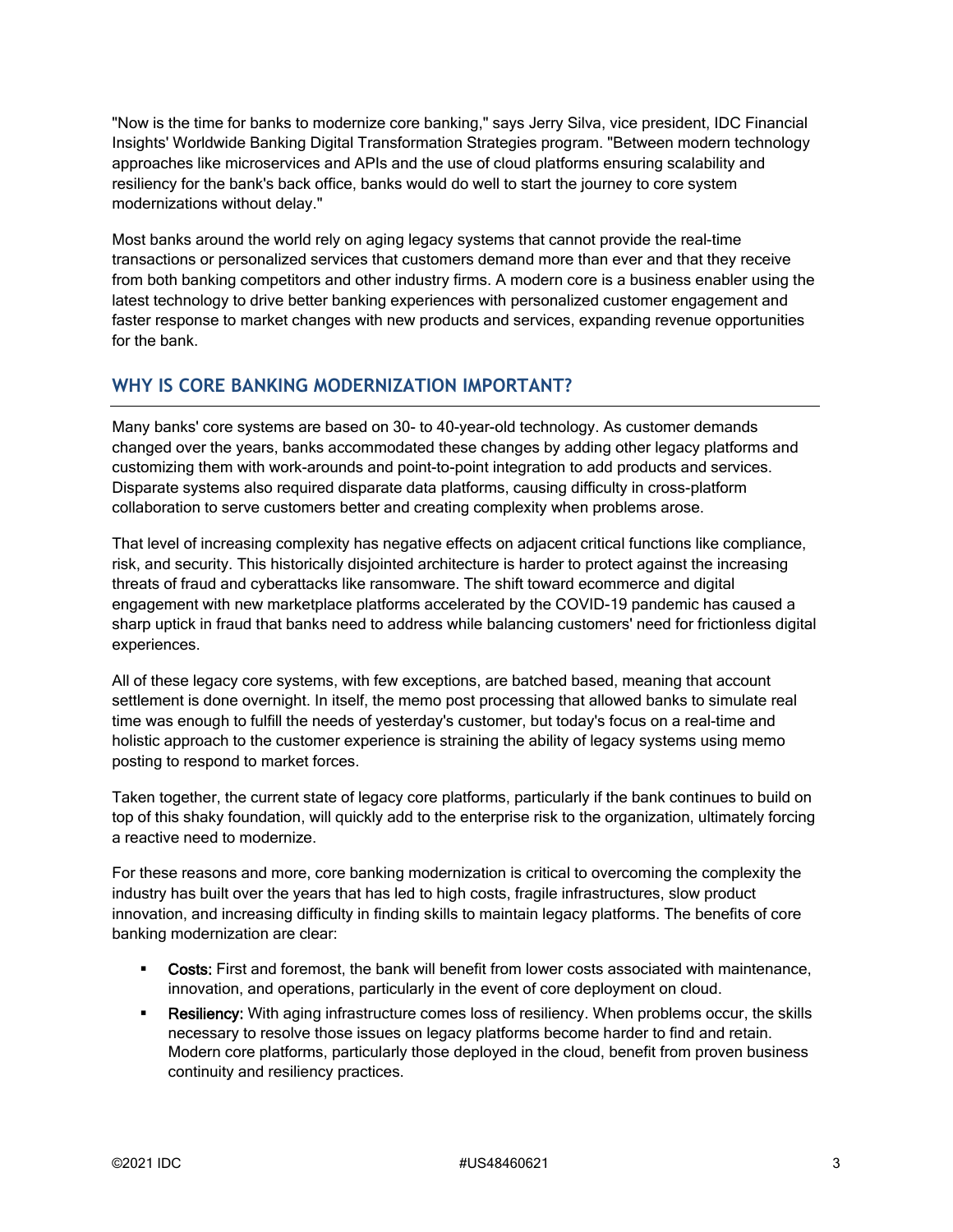"Now is the time for banks to modernize core banking," says Jerry Silva, vice president, IDC Financial Insights' Worldwide Banking Digital Transformation Strategies program. "Between modern technology approaches like microservices and APIs and the use of cloud platforms ensuring scalability and resiliency for the bank's back office, banks would do well to start the journey to core system modernizations without delay."

Most banks around the world rely on aging legacy systems that cannot provide the real-time transactions or personalized services that customers demand more than ever and that they receive from both banking competitors and other industry firms. A modern core is a business enabler using the latest technology to drive better banking experiences with personalized customer engagement and faster response to market changes with new products and services, expanding revenue opportunities for the bank.

## WHY IS CORE BANKING MODERNIZATION IMPORTANT?

Many banks' core systems are based on 30- to 40-year-old technology. As customer demands changed over the years, banks accommodated these changes by adding other legacy platforms and customizing them with work-arounds and point-to-point integration to add products and services. Disparate systems also required disparate data platforms, causing difficulty in cross-platform collaboration to serve customers better and creating complexity when problems arose.

That level of increasing complexity has negative effects on adjacent critical functions like compliance, risk, and security. This historically disjointed architecture is harder to protect against the increasing threats of fraud and cyberattacks like ransomware. The shift toward ecommerce and digital engagement with new marketplace platforms accelerated by the COVID-19 pandemic has caused a sharp uptick in fraud that banks need to address while balancing customers' need for frictionless digital experiences.

All of these legacy core systems, with few exceptions, are batched based, meaning that account settlement is done overnight. In itself, the memo post processing that allowed banks to simulate real time was enough to fulfill the needs of yesterday's customer, but today's focus on a real-time and holistic approach to the customer experience is straining the ability of legacy systems using memo posting to respond to market forces.

Taken together, the current state of legacy core platforms, particularly if the bank continues to build on top of this shaky foundation, will quickly add to the enterprise risk to the organization, ultimately forcing a reactive need to modernize.

For these reasons and more, core banking modernization is critical to overcoming the complexity the industry has built over the years that has led to high costs, fragile infrastructures, slow product innovation, and increasing difficulty in finding skills to maintain legacy platforms. The benefits of core banking modernization are clear:

- **Costs:** First and foremost, the bank will benefit from lower costs associated with maintenance, innovation, and operations, particularly in the event of core deployment on cloud.
- **Resiliency:** With aging infrastructure comes loss of resiliency. When problems occur, the skills necessary to resolve those issues on legacy platforms become harder to find and retain. Modern core platforms, particularly those deployed in the cloud, benefit from proven business continuity and resiliency practices.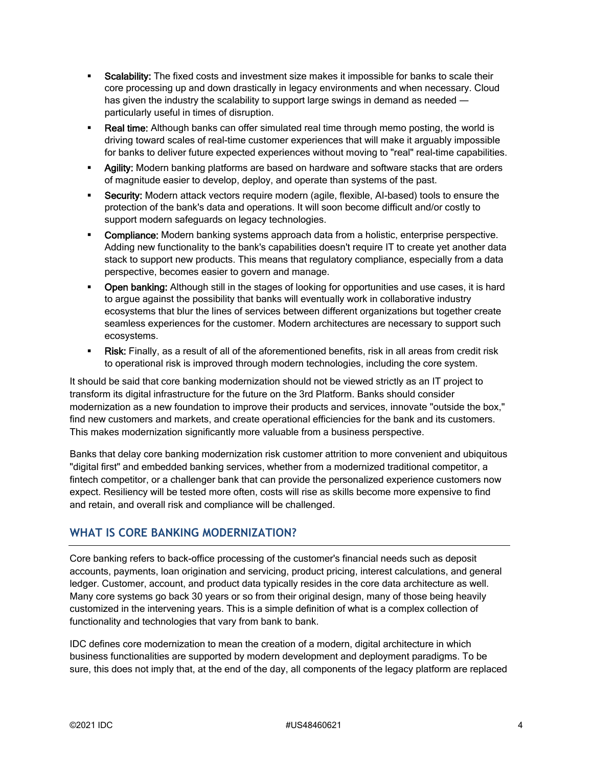- **Scalability:** The fixed costs and investment size makes it impossible for banks to scale their core processing up and down drastically in legacy environments and when necessary. Cloud has given the industry the scalability to support large swings in demand as needed — particularly useful in times of disruption.
- **Real time:** Although banks can offer simulated real time through memo posting, the world is driving toward scales of real-time customer experiences that will make it arguably impossible for banks to deliver future expected experiences without moving to "real" real-time capabilities.
- **Agility:** Modern banking platforms are based on hardware and software stacks that are orders of magnitude easier to develop, deploy, and operate than systems of the past.
- **Security:** Modern attack vectors require modern (agile, flexible, AI-based) tools to ensure the protection of the bank's data and operations. It will soon become difficult and/or costly to support modern safeguards on legacy technologies.
- **Compliance:** Modern banking systems approach data from a holistic, enterprise perspective. Adding new functionality to the bank's capabilities doesn't require IT to create yet another data stack to support new products. This means that regulatory compliance, especially from a data perspective, becomes easier to govern and manage.
- **Open banking:** Although still in the stages of looking for opportunities and use cases, it is hard to argue against the possibility that banks will eventually work in collaborative industry ecosystems that blur the lines of services between different organizations but together create seamless experiences for the customer. Modern architectures are necessary to support such ecosystems.
- **Risk:** Finally, as a result of all of the aforementioned benefits, risk in all areas from credit risk to operational risk is improved through modern technologies, including the core system.

It should be said that core banking modernization should not be viewed strictly as an IT project to transform its digital infrastructure for the future on the 3rd Platform. Banks should consider modernization as a new foundation to improve their products and services, innovate "outside the box," find new customers and markets, and create operational efficiencies for the bank and its customers. This makes modernization significantly more valuable from a business perspective.

Banks that delay core banking modernization risk customer attrition to more convenient and ubiquitous "digital first" and embedded banking services, whether from a modernized traditional competitor, a fintech competitor, or a challenger bank that can provide the personalized experience customers now expect. Resiliency will be tested more often, costs will rise as skills become more expensive to find and retain, and overall risk and compliance will be challenged.

## WHAT IS CORE BANKING MODERNIZATION?

Core banking refers to back-office processing of the customer's financial needs such as deposit accounts, payments, loan origination and servicing, product pricing, interest calculations, and general ledger. Customer, account, and product data typically resides in the core data architecture as well. Many core systems go back 30 years or so from their original design, many of those being heavily customized in the intervening years. This is a simple definition of what is a complex collection of functionality and technologies that vary from bank to bank.

IDC defines core modernization to mean the creation of a modern, digital architecture in which business functionalities are supported by modern development and deployment paradigms. To be sure, this does not imply that, at the end of the day, all components of the legacy platform are replaced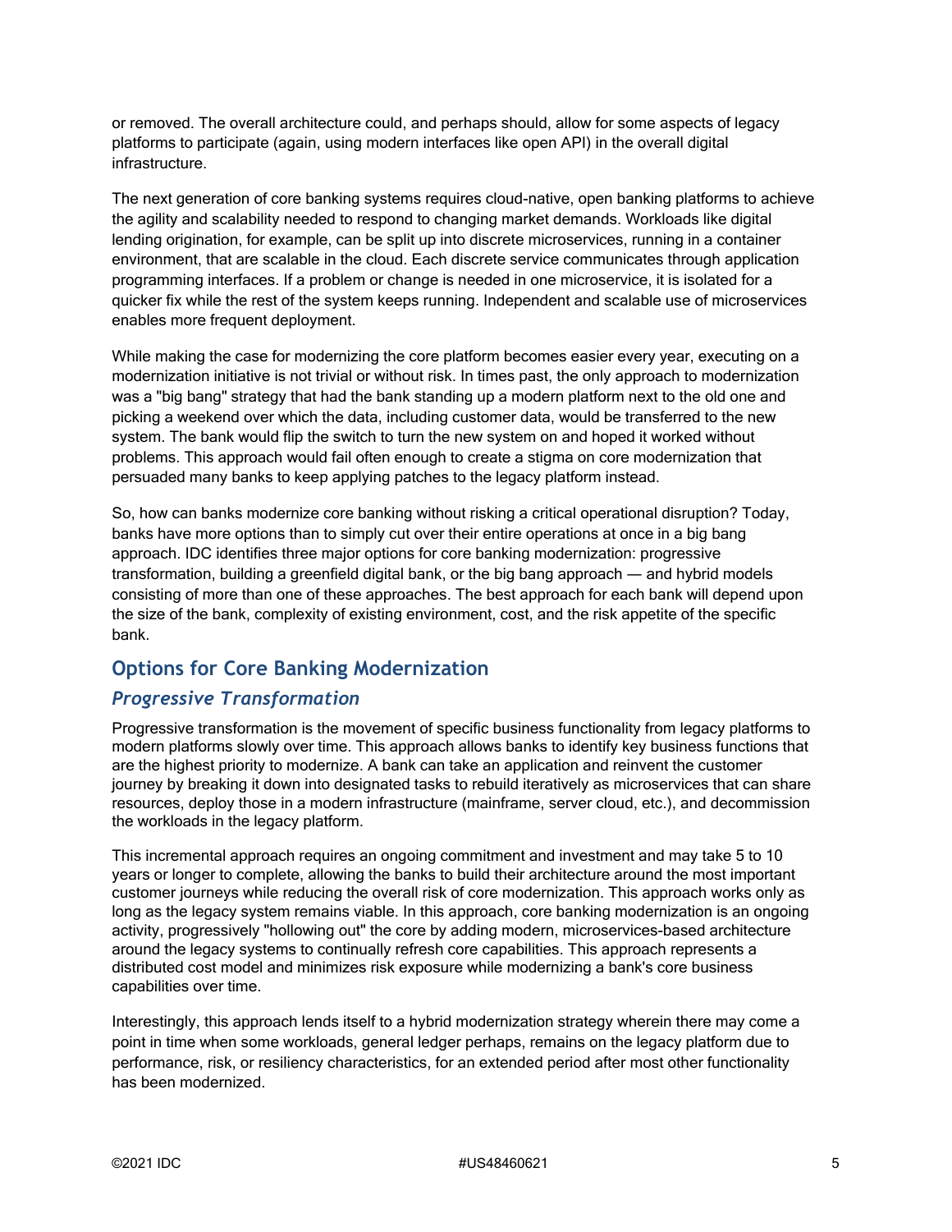or removed. The overall architecture could, and perhaps should, allow for some aspects of legacy platforms to participate (again, using modern interfaces like open API) in the overall digital infrastructure.

The next generation of core banking systems requires cloud-native, open banking platforms to achieve the agility and scalability needed to respond to changing market demands. Workloads like digital lending origination, for example, can be split up into discrete microservices, running in a container environment, that are scalable in the cloud. Each discrete service communicates through application programming interfaces. If a problem or change is needed in one microservice, it is isolated for a quicker fix while the rest of the system keeps running. Independent and scalable use of microservices enables more frequent deployment.

While making the case for modernizing the core platform becomes easier every year, executing on a modernization initiative is not trivial or without risk. In times past, the only approach to modernization was a "big bang" strategy that had the bank standing up a modern platform next to the old one and picking a weekend over which the data, including customer data, would be transferred to the new system. The bank would flip the switch to turn the new system on and hoped it worked without problems. This approach would fail often enough to create a stigma on core modernization that persuaded many banks to keep applying patches to the legacy platform instead.

So, how can banks modernize core banking without risking a critical operational disruption? Today, banks have more options than to simply cut over their entire operations at once in a big bang approach. IDC identifies three major options for core banking modernization: progressive transformation, building a greenfield digital bank, or the big bang approach — and hybrid models consisting of more than one of these approaches. The best approach for each bank will depend upon the size of the bank, complexity of existing environment, cost, and the risk appetite of the specific bank.

## Options for Core Banking Modernization

### *Progressive Transformation*

Progressive transformation is the movement of specific business functionality from legacy platforms to modern platforms slowly over time. This approach allows banks to identify key business functions that are the highest priority to modernize. A bank can take an application and reinvent the customer journey by breaking it down into designated tasks to rebuild iteratively as microservices that can share resources, deploy those in a modern infrastructure (mainframe, server cloud, etc.), and decommission the workloads in the legacy platform.

This incremental approach requires an ongoing commitment and investment and may take 5 to 10 years or longer to complete, allowing the banks to build their architecture around the most important customer journeys while reducing the overall risk of core modernization. This approach works only as long as the legacy system remains viable. In this approach, core banking modernization is an ongoing activity, progressively "hollowing out" the core by adding modern, microservices-based architecture around the legacy systems to continually refresh core capabilities. This approach represents a distributed cost model and minimizes risk exposure while modernizing a bank's core business capabilities over time.

Interestingly, this approach lends itself to a hybrid modernization strategy wherein there may come a point in time when some workloads, general ledger perhaps, remains on the legacy platform due to performance, risk, or resiliency characteristics, for an extended period after most other functionality has been modernized.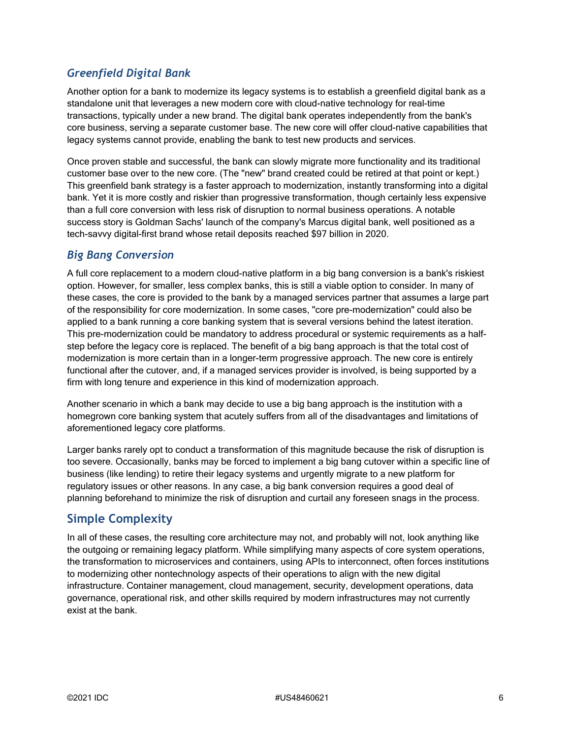### *Greenfield Digital Bank*

Another option for a bank to modernize its legacy systems is to establish a greenfield digital bank as a standalone unit that leverages a new modern core with cloud-native technology for real-time transactions, typically under a new brand. The digital bank operates independently from the bank's core business, serving a separate customer base. The new core will offer cloud-native capabilities that legacy systems cannot provide, enabling the bank to test new products and services.

Once proven stable and successful, the bank can slowly migrate more functionality and its traditional customer base over to the new core. (The "new" brand created could be retired at that point or kept.) This greenfield bank strategy is a faster approach to modernization, instantly transforming into a digital bank. Yet it is more costly and riskier than progressive transformation, though certainly less expensive than a full core conversion with less risk of disruption to normal business operations. A notable success story is Goldman Sachs' launch of the company's Marcus digital bank, well positioned as a tech-savvy digital-first brand whose retail deposits reached $97 billion in 2020.

### *Big Bang Conversion*

A full core replacement to a modern cloud-native platform in a big bang conversion is a bank's riskiest option. However, for smaller, less complex banks, this is still a viable option to consider. In many of these cases, the core is provided to the bank by a managed services partner that assumes a large part of the responsibility for core modernization. In some cases, "core pre-modernization" could also be applied to a bank running a core banking system that is several versions behind the latest iteration. This pre-modernization could be mandatory to address procedural or systemic requirements as a half-step before the legacy core is replaced. The benefit of a big bang approach is that the total cost of modernization is more certain than in a longer-term progressive approach. The new core is entirely functional after the cutover, and, if a managed services provider is involved, is being supported by a firm with long tenure and experience in this kind of modernization approach.

Another scenario in which a bank may decide to use a big bang approach is the institution with a homegrown core banking system that acutely suffers from all of the disadvantages and limitations of aforementioned legacy core platforms.

Larger banks rarely opt to conduct a transformation of this magnitude because the risk of disruption is too severe. Occasionally, banks may be forced to implement a big bang cutover within a specific line of business (like lending) to retire their legacy systems and urgently migrate to a new platform for regulatory issues or other reasons. In any case, a big bank conversion requires a good deal of planning beforehand to minimize the risk of disruption and curtail any foreseen snags in the process.

## Simple Complexity

In all of these cases, the resulting core architecture may not, and probably will not, look anything like the outgoing or remaining legacy platform. While simplifying many aspects of core system operations, the transformation to microservices and containers, using APIs to interconnect, often forces institutions to modernizing other nontechnology aspects of their operations to align with the new digital infrastructure. Container management, cloud management, security, development operations, data governance, operational risk, and other skills required by modern infrastructures may not currently exist at the bank.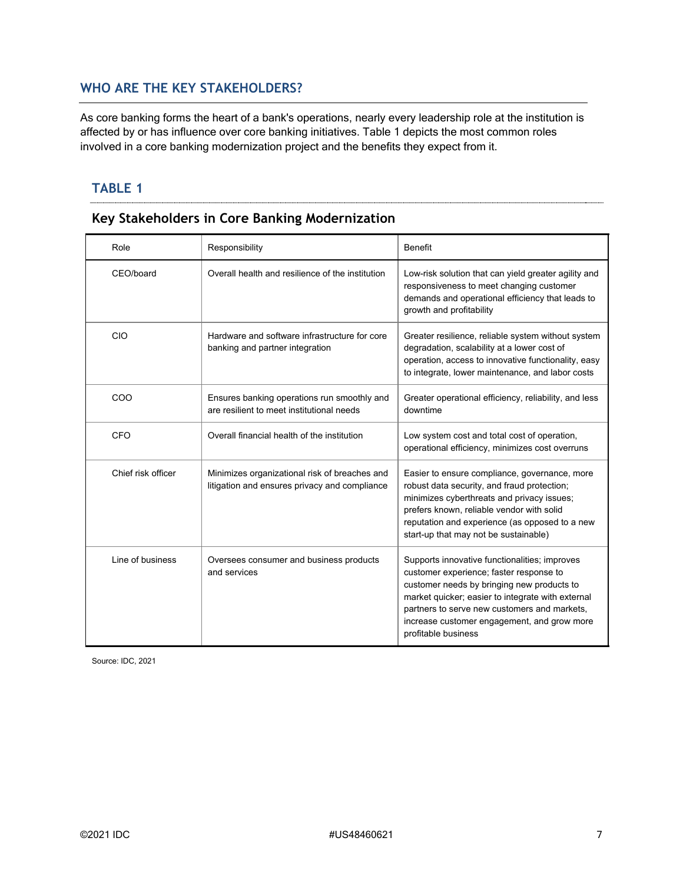## WHO ARE THE KEY STAKEHOLDERS?

As core banking forms the heart of a bank's operations, nearly every leadership role at the institution is affected by or has influence over core banking initiatives. Table 1 depicts the most common roles involved in a core banking modernization project and the benefits they expect from it.

### TABLE 1

### Key Stakeholders in Core Banking Modernization

| Role | Responsibility | Benefit |
|---|---|---|
| CEO/board | Overall health and resilience of the institution | Low-risk solution that can yield greater agility and responsiveness to meet changing customer demands and operational efficiency that leads to growth and profitability |
| CIO | Hardware and software infrastructure for core banking and partner integration | Greater resilience, reliable system without system degradation, scalability at a lower cost of operation, access to innovative functionality, easy to integrate, lower maintenance, and labor costs |
| COO | Ensures banking operations run smoothly and are resilient to meet institutional needs | Greater operational efficiency, reliability, and less downtime |
| CFO | Overall financial health of the institution | Low system cost and total cost of operation, operational efficiency, minimizes cost overruns |
| Chief risk officer | Minimizes organizational risk of breaches and litigation and ensures privacy and compliance | Easier to ensure compliance, governance, more robust data security, and fraud protection; minimizes cyberthreats and privacy issues; prefers known, reliable vendor with solid reputation and experience (as opposed to a new start-up that may not be sustainable) |
| Line of business | Oversees consumer and business products and services | Supports innovative functionalities; improves customer experience; faster response to customer needs by bringing new products to market quicker; easier to integrate with external partners to serve new customers and markets, increase customer engagement, and grow more profitable business |

Source: IDC, 2021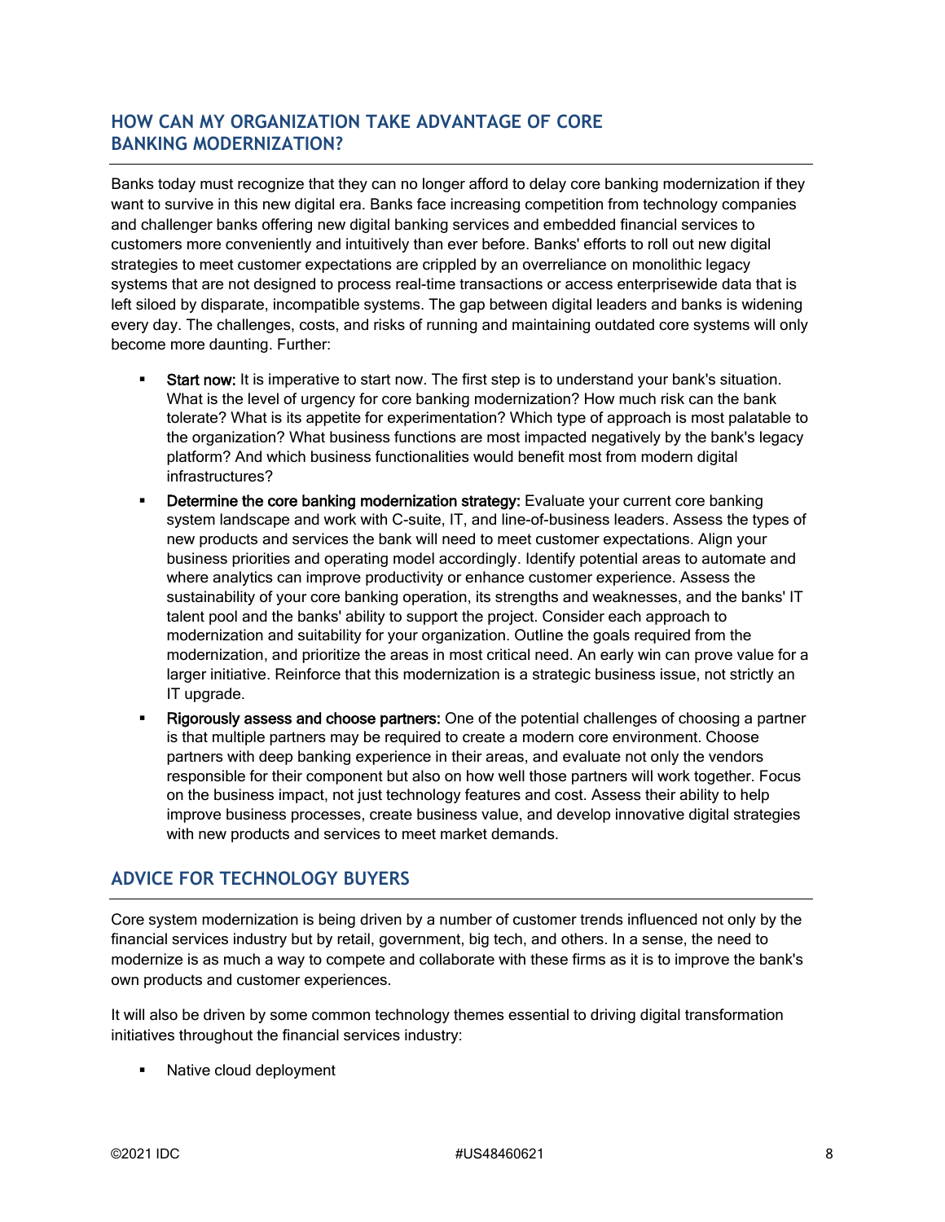## HOW CAN MY ORGANIZATION TAKE ADVANTAGE OF CORE BANKING MODERNIZATION?

Banks today must recognize that they can no longer afford to delay core banking modernization if they want to survive in this new digital era. Banks face increasing competition from technology companies and challenger banks offering new digital banking services and embedded financial services to customers more conveniently and intuitively than ever before. Banks' efforts to roll out new digital strategies to meet customer expectations are crippled by an overreliance on monolithic legacy systems that are not designed to process real-time transactions or access enterprisewide data that is left siloed by disparate, incompatible systems. The gap between digital leaders and banks is widening every day. The challenges, costs, and risks of running and maintaining outdated core systems will only become more daunting. Further:

- Start now: It is imperative to start now. The first step is to understand your bank's situation. What is the level of urgency for core banking modernization? How much risk can the bank tolerate? What is its appetite for experimentation? Which type of approach is most palatable to the organization? What business functions are most impacted negatively by the bank's legacy platform? And which business functionalities would benefit most from modern digital infrastructures?
- Determine the core banking modernization strategy: Evaluate your current core banking system landscape and work with C-suite, IT, and line-of-business leaders. Assess the types of new products and services the bank will need to meet customer expectations. Align your business priorities and operating model accordingly. Identify potential areas to automate and where analytics can improve productivity or enhance customer experience. Assess the sustainability of your core banking operation, its strengths and weaknesses, and the banks' IT talent pool and the banks' ability to support the project. Consider each approach to modernization and suitability for your organization. Outline the goals required from the modernization, and prioritize the areas in most critical need. An early win can prove value for a larger initiative. Reinforce that this modernization is a strategic business issue, not strictly an IT upgrade.
- Rigorously assess and choose partners: One of the potential challenges of choosing a partner is that multiple partners may be required to create a modern core environment. Choose partners with deep banking experience in their areas, and evaluate not only the vendors responsible for their component but also on how well those partners will work together. Focus on the business impact, not just technology features and cost. Assess their ability to help improve business processes, create business value, and develop innovative digital strategies with new products and services to meet market demands.

## ADVICE FOR TECHNOLOGY BUYERS

Core system modernization is being driven by a number of customer trends influenced not only by the financial services industry but by retail, government, big tech, and others. In a sense, the need to modernize is as much a way to compete and collaborate with these firms as it is to improve the bank's own products and customer experiences.

It will also be driven by some common technology themes essential to driving digital transformation initiatives throughout the financial services industry:

- Native cloud deployment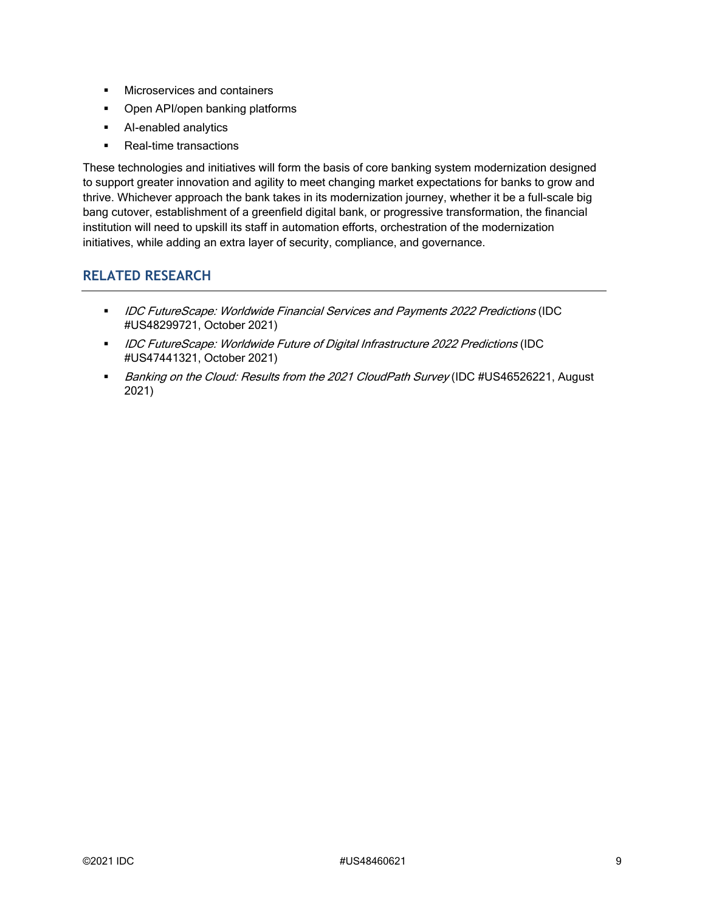- Microservices and containers
- Open API/open banking platforms
- AI-enabled analytics
- Real-time transactions

These technologies and initiatives will form the basis of core banking system modernization designed to support greater innovation and agility to meet changing market expectations for banks to grow and thrive. Whichever approach the bank takes in its modernization journey, whether it be a full-scale big bang cutover, establishment of a greenfield digital bank, or progressive transformation, the financial institution will need to upskill its staff in automation efforts, orchestration of the modernization initiatives, while adding an extra layer of security, compliance, and governance.

## RELATED RESEARCH

- *IDC FutureScape: Worldwide Financial Services and Payments 2022 Predictions* (IDC #US48299721, October 2021)
- *IDC FutureScape: Worldwide Future of Digital Infrastructure 2022 Predictions* (IDC #US47441321, October 2021)
- *Banking on the Cloud: Results from the 2021 CloudPath Survey* (IDC #US46526221, August 2021)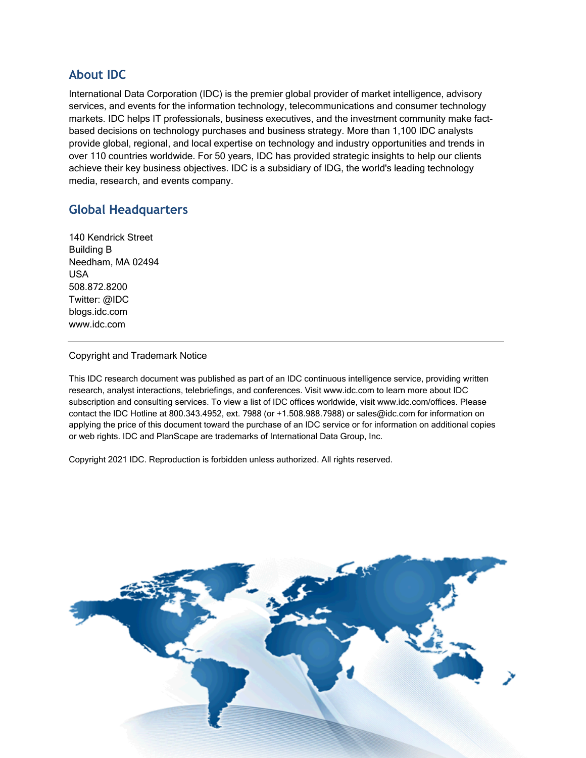## About IDC

International Data Corporation (IDC) is the premier global provider of market intelligence, advisory services, and events for the information technology, telecommunications and consumer technology markets. IDC helps IT professionals, business executives, and the investment community make fact-based decisions on technology purchases and business strategy. More than 1,100 IDC analysts provide global, regional, and local expertise on technology and industry opportunities and trends in over 110 countries worldwide. For 50 years, IDC has provided strategic insights to help our clients achieve their key business objectives. IDC is a subsidiary of IDG, the world's leading technology media, research, and events company.

## Global Headquarters

140 Kendrick Street
Building B
Needham, MA 02494
USA
508.872.8200
Twitter: @IDC
blogs.idc.com
www.idc.com

---

Copyright and Trademark Notice

This IDC research document was published as part of an IDC continuous intelligence service, providing written research, analyst interactions, telebriefings, and conferences. Visit www.idc.com to learn more about IDC subscription and consulting services. To view a list of IDC offices worldwide, visit www.idc.com/offices. Please contact the IDC Hotline at 800.343.4952, ext. 7988 (or +1.508.988.7988) or sales@idc.com for information on applying the price of this document toward the purchase of an IDC service or for information on additional copies or web rights. IDC and PlanScape are trademarks of International Data Group, Inc.

Copyright 2021 IDC. Reproduction is forbidden unless authorized. All rights reserved.